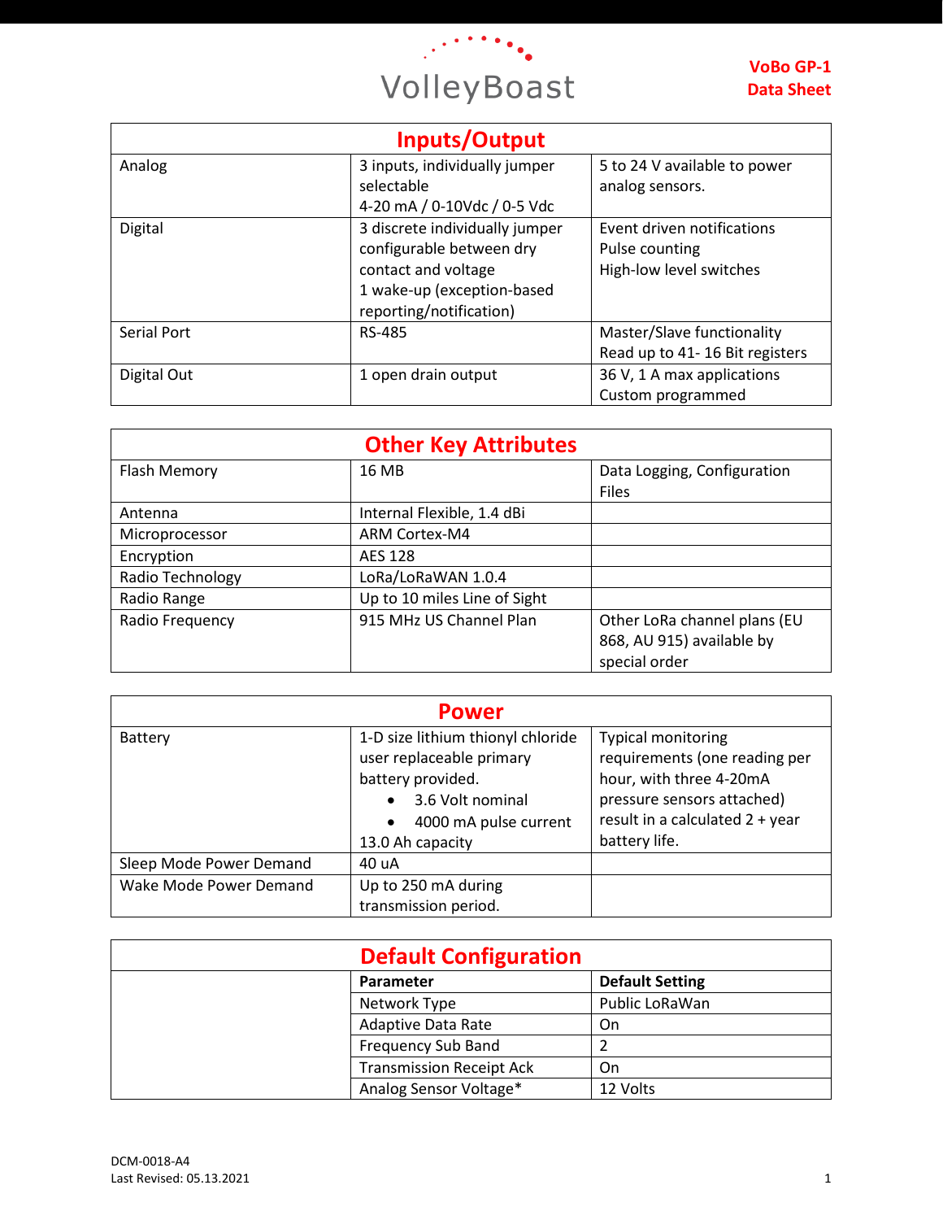VolleyBoast

**VoBo GP-1**
**Data Sheet**

## Inputs/Output

| | | |
|---|---|---|
| Analog | 3 inputs, individually jumper selectable<br>4-20 mA / 0-10Vdc / 0-5 Vdc | 5 to 24 V available to power analog sensors. |
| Digital | 3 discrete individually jumper configurable between dry contact and voltage<br>1 wake-up (exception-based reporting/notification) | Event driven notifications<br>Pulse counting<br>High-low level switches |
| Serial Port | RS-485 | Master/Slave functionality<br>Read up to 41- 16 Bit registers |
| Digital Out | 1 open drain output | 36 V, 1 A max applications<br>Custom programmed |

## Other Key Attributes

| | | |
|---|---|---|
| Flash Memory | 16 MB | Data Logging, Configuration Files |
| Antenna | Internal Flexible, 1.4 dBi | |
| Microprocessor | ARM Cortex-M4 | |
| Encryption | AES 128 | |
| Radio Technology | LoRa/LoRaWAN 1.0.4 | |
| Radio Range | Up to 10 miles Line of Sight | |
| Radio Frequency | 915 MHz US Channel Plan | Other LoRa channel plans (EU 868, AU 915) available by special order |

## Power

| | | |
|---|---|---|
| Battery | 1-D size lithium thionyl chloride user replaceable primary battery provided.<br>• 3.6 Volt nominal<br>• 4000 mA pulse current<br>13.0 Ah capacity | Typical monitoring requirements (one reading per hour, with three 4-20mA pressure sensors attached) result in a calculated 2 + year battery life. |
| Sleep Mode Power Demand | 40 uA | |
| Wake Mode Power Demand | Up to 250 mA during transmission period. | |

## Default Configuration

| | **Parameter** | **Default Setting** |
|---|---|---|
| | Network Type | Public LoRaWan |
| | Adaptive Data Rate | On |
| | Frequency Sub Band | 2 |
| | Transmission Receipt Ack | On |
| | Analog Sensor Voltage* | 12 Volts |

DCM-0018-A4
Last Revised: 05.13.2021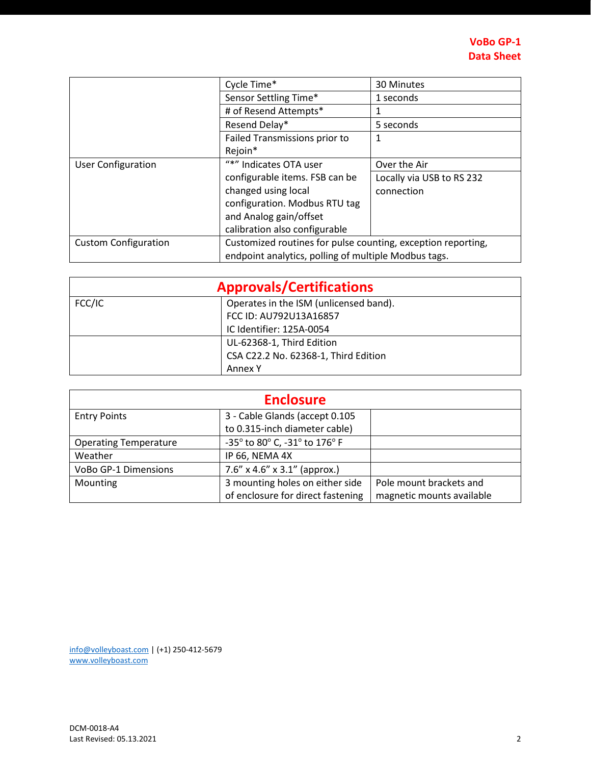| | | |
|---|---|---|
| | Cycle Time* | 30 Minutes |
| | Sensor Settling Time* | 1 seconds |
| | # of Resend Attempts* | 1 |
| | Resend Delay* | 5 seconds |
| | Failed Transmissions prior to Rejoin* | 1 |
| User Configuration | "*" Indicates OTA user configurable items. FSB can be changed using local configuration. Modbus RTU tag and Analog gain/offset calibration also configurable | Over the Air<br>Locally via USB to RS 232 connection |
| Custom Configuration | Customized routines for pulse counting, exception reporting, endpoint analytics, polling of multiple Modbus tags. | |

## Approvals/Certifications

| | |
|---|---|
| FCC/IC | Operates in the ISM (unlicensed band).<br>FCC ID: AU792U13A16857<br>IC Identifier: 125A-0054 |
| | UL-62368-1, Third Edition<br>CSA C22.2 No. 62368-1, Third Edition<br>Annex Y |

## Enclosure

| | | |
|---|---|---|
| Entry Points | 3 - Cable Glands (accept 0.105 to 0.315-inch diameter cable) | |
| Operating Temperature | -35° to 80° C, -31° to 176° F | |
| Weather | IP 66, NEMA 4X | |
| VoBo GP-1 Dimensions | 7.6" x 4.6" x 3.1" (approx.) | |
| Mounting | 3 mounting holes on either side of enclosure for direct fastening | Pole mount brackets and magnetic mounts available |

info@volleyboast.com | (+1) 250-412-5679
www.volleyboast.com

DCM-0018-A4
Last Revised: 05.13.2021